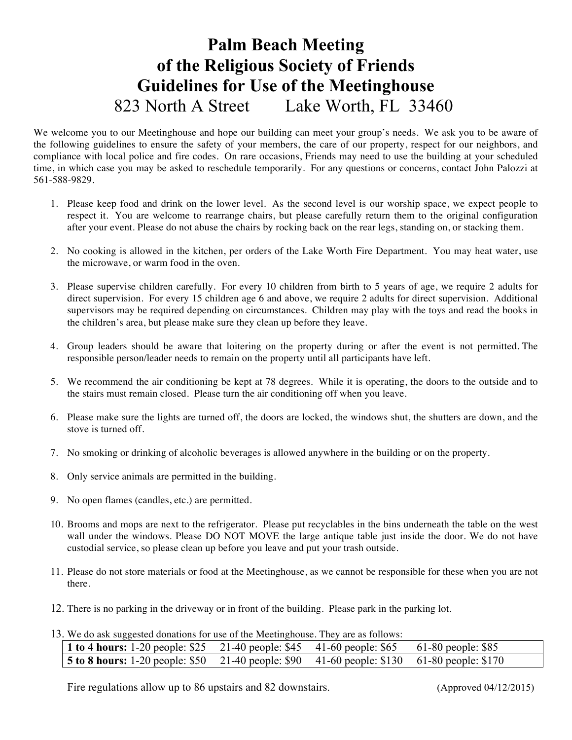# Palm Beach Meeting
# of the Religious Society of Friends
# Guidelines for Use of the Meetinghouse

823 North A Street  Lake Worth, FL 33460

We welcome you to our Meetinghouse and hope our building can meet your group's needs. We ask you to be aware of the following guidelines to ensure the safety of your members, the care of our property, respect for our neighbors, and compliance with local police and fire codes. On rare occasions, Friends may need to use the building at your scheduled time, in which case you may be asked to reschedule temporarily. For any questions or concerns, contact John Palozzi at 561-588-9829.

1. Please keep food and drink on the lower level. As the second level is our worship space, we expect people to respect it. You are welcome to rearrange chairs, but please carefully return them to the original configuration after your event. Please do not abuse the chairs by rocking back on the rear legs, standing on, or stacking them.

2. No cooking is allowed in the kitchen, per orders of the Lake Worth Fire Department. You may heat water, use the microwave, or warm food in the oven.

3. Please supervise children carefully. For every 10 children from birth to 5 years of age, we require 2 adults for direct supervision. For every 15 children age 6 and above, we require 2 adults for direct supervision. Additional supervisors may be required depending on circumstances. Children may play with the toys and read the books in the children's area, but please make sure they clean up before they leave.

4. Group leaders should be aware that loitering on the property during or after the event is not permitted. The responsible person/leader needs to remain on the property until all participants have left.

5. We recommend the air conditioning be kept at 78 degrees. While it is operating, the doors to the outside and to the stairs must remain closed. Please turn the air conditioning off when you leave.

6. Please make sure the lights are turned off, the doors are locked, the windows shut, the shutters are down, and the stove is turned off.

7. No smoking or drinking of alcoholic beverages is allowed anywhere in the building or on the property.

8. Only service animals are permitted in the building.

9. No open flames (candles, etc.) are permitted.

10. Brooms and mops are next to the refrigerator. Please put recyclables in the bins underneath the table on the west wall under the windows. Please DO NOT MOVE the large antique table just inside the door. We do not have custodial service, so please clean up before you leave and put your trash outside.

11. Please do not store materials or food at the Meetinghouse, as we cannot be responsible for these when you are not there.

12. There is no parking in the driveway or in front of the building. Please park in the parking lot.

13. We do ask suggested donations for use of the Meetinghouse. They are as follows:

| | | | | |
|---|---|---|---|---|
| **1 to 4 hours:** | 1-20 people: $25 | 21-40 people: $45 | 41-60 people: $65 | 61-80 people: $85 |
| **5 to 8 hours:** | 1-20 people: $50 | 21-40 people: $90 | 41-60 people: $130 | 61-80 people: $170 |

Fire regulations allow up to 86 upstairs and 82 downstairs.

(Approved 04/12/2015)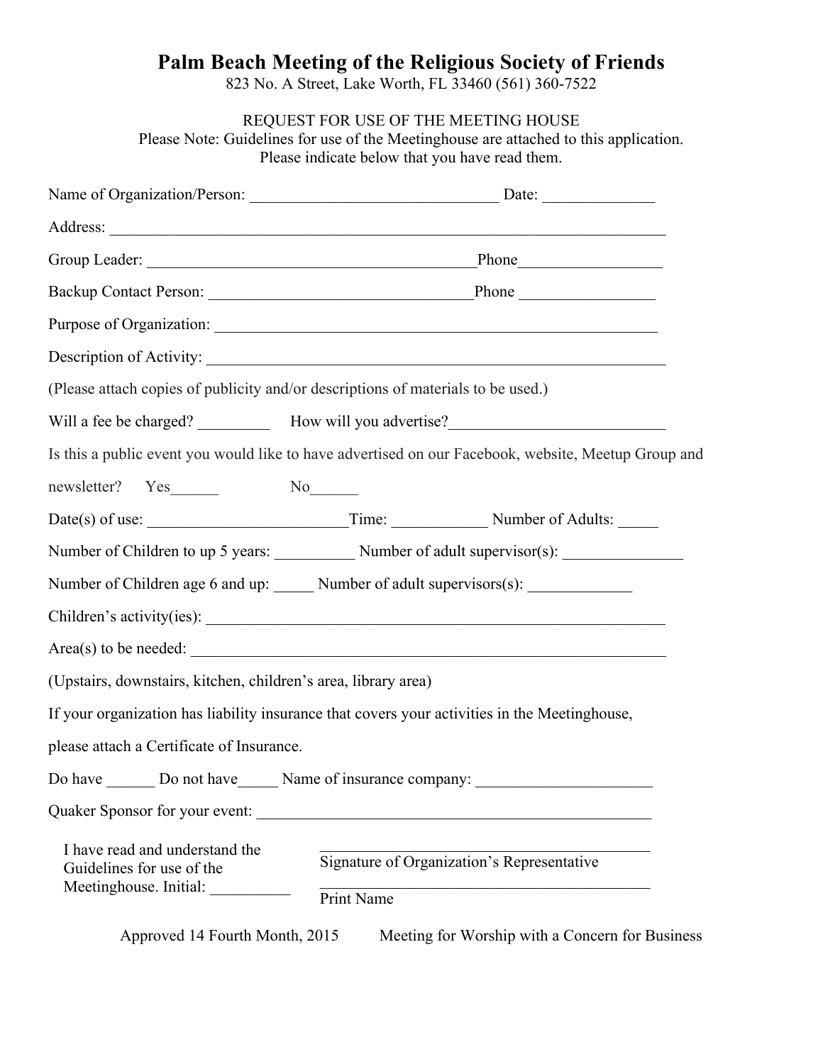# Palm Beach Meeting of the Religious Society of Friends

823 No. A Street, Lake Worth, FL 33460 (561) 360-7522

REQUEST FOR USE OF THE MEETING HOUSE

Please Note: Guidelines for use of the Meetinghouse are attached to this application.
Please indicate below that you have read them.

Name of Organization/Person: _______________________________ Date: ______________

Address: _________________________________________________________________________

Group Leader: _________________________________________Phone__________________

Backup Contact Person: _________________________________Phone _________________

Purpose of Organization: _________________________________________________________

Description of Activity: ___________________________________________________________

(Please attach copies of publicity and/or descriptions of materials to be used.)

Will a fee be charged? _________ How will you advertise?__________________________

Is this a public event you would like to have advertised on our Facebook, website, Meetup Group and newsletter? Yes______ No______

Date(s) of use: ________________________Time: ____________ Number of Adults: _____

Number of Children to up 5 years: __________ Number of adult supervisor(s): _______________

Number of Children age 6 and up: _____ Number of adult supervisors(s): _____________

Children's activity(ies): __________________________________________________________

Area(s) to be needed: ____________________________________________________________

(Upstairs, downstairs, kitchen, children's area, library area)

If your organization has liability insurance that covers your activities in the Meetinghouse, please attach a Certificate of Insurance.

Do have ______ Do not have_____ Name of insurance company: _____________________

Quaker Sponsor for your event: ___________________________________________________

I have read and understand the Guidelines for use of the Meetinghouse. Initial: __________

__________________________________________
Signature of Organization's Representative

__________________________________________
Print Name

Approved 14 Fourth Month, 2015 Meeting for Worship with a Concern for Business